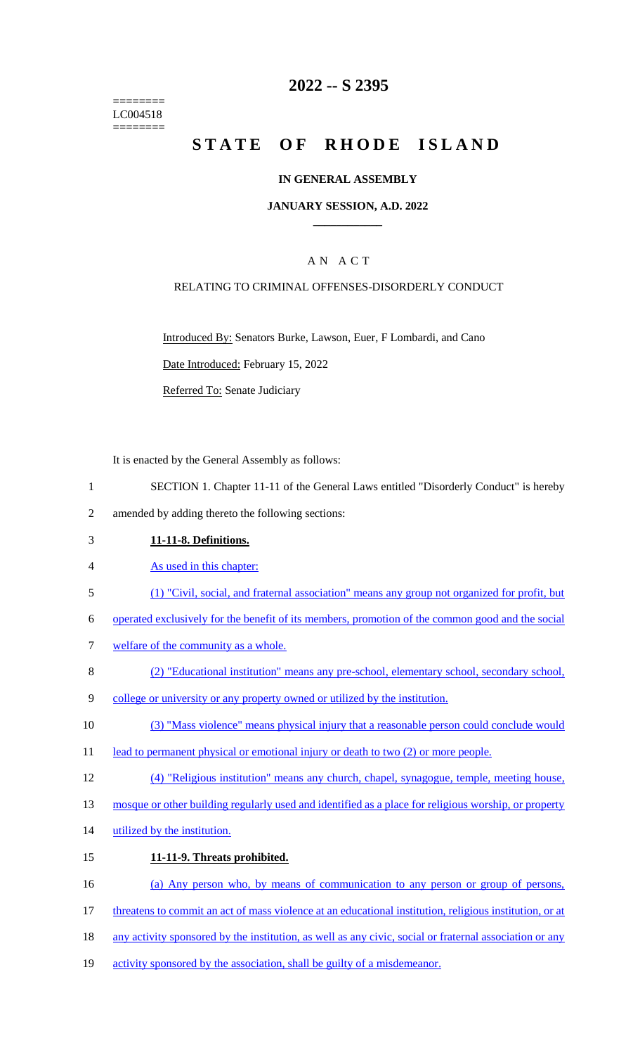========
LC004518
========

# 2022 -- S 2395

# STATE OF RHODE ISLAND

**IN GENERAL ASSEMBLY**

**JANUARY SESSION, A.D. 2022**

AN ACT

RELATING TO CRIMINAL OFFENSES-DISORDERLY CONDUCT

Introduced By: Senators Burke, Lawson, Euer, F Lombardi, and Cano

Date Introduced: February 15, 2022

Referred To: Senate Judiciary

It is enacted by the General Assembly as follows:

SECTION 1. Chapter 11-11 of the General Laws entitled "Disorderly Conduct" is hereby amended by adding thereto the following sections:

**11-11-8. Definitions.**

As used in this chapter:

(1) "Civil, social, and fraternal association" means any group not organized for profit, but operated exclusively for the benefit of its members, promotion of the common good and the social welfare of the community as a whole.

(2) "Educational institution" means any pre-school, elementary school, secondary school, college or university or any property owned or utilized by the institution.

(3) "Mass violence" means physical injury that a reasonable person could conclude would lead to permanent physical or emotional injury or death to two (2) or more people.

(4) "Religious institution" means any church, chapel, synagogue, temple, meeting house, mosque or other building regularly used and identified as a place for religious worship, or property utilized by the institution.

**11-11-9. Threats prohibited.**

(a) Any person who, by means of communication to any person or group of persons, threatens to commit an act of mass violence at an educational institution, religious institution, or at any activity sponsored by the institution, as well as any civic, social or fraternal association or any activity sponsored by the association, shall be guilty of a misdemeanor.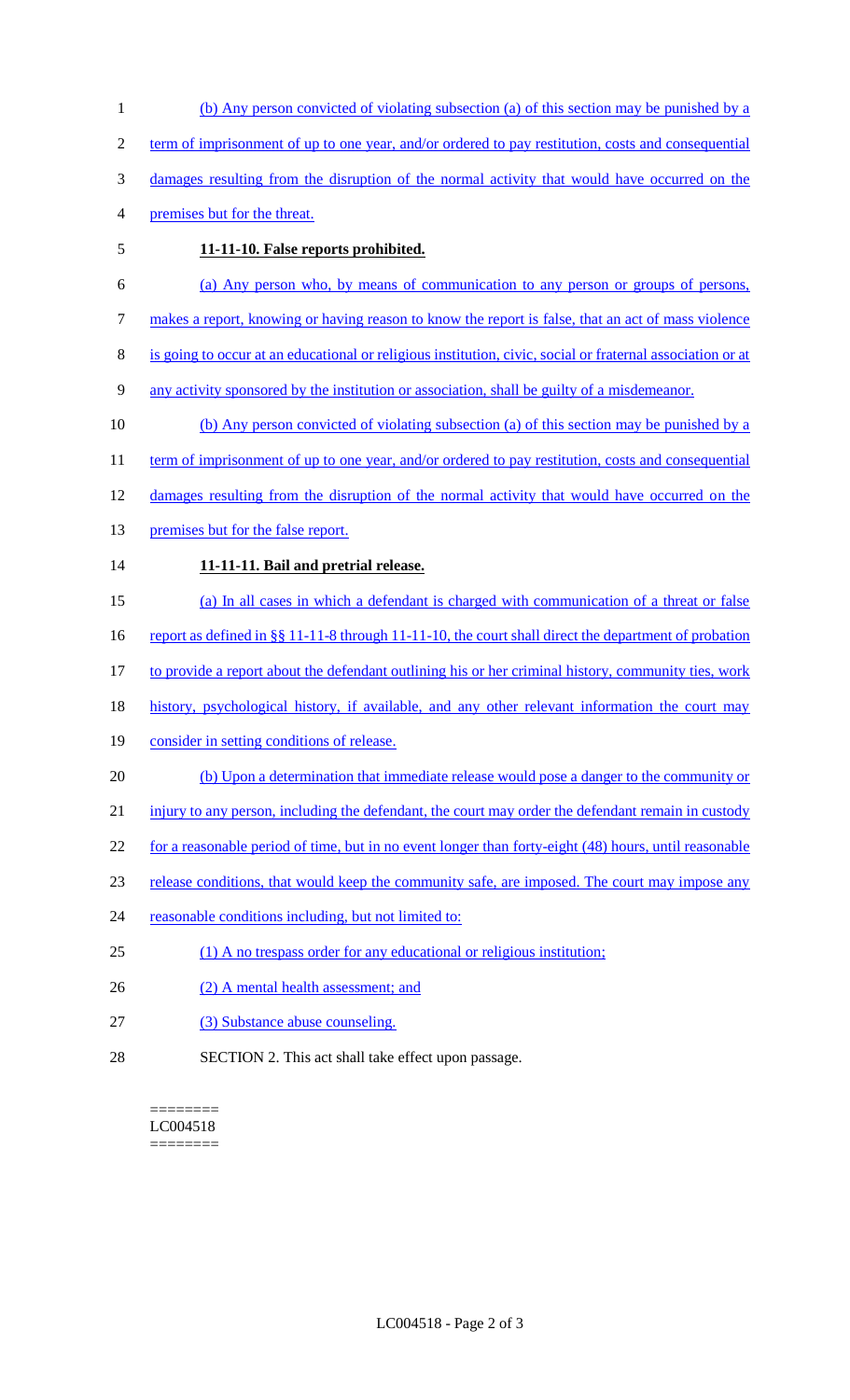(b) Any person convicted of violating subsection (a) of this section may be punished by a term of imprisonment of up to one year, and/or ordered to pay restitution, costs and consequential damages resulting from the disruption of the normal activity that would have occurred on the premises but for the threat.

**11-11-10. False reports prohibited.**

(a) Any person who, by means of communication to any person or groups of persons, makes a report, knowing or having reason to know the report is false, that an act of mass violence is going to occur at an educational or religious institution, civic, social or fraternal association or at any activity sponsored by the institution or association, shall be guilty of a misdemeanor.

(b) Any person convicted of violating subsection (a) of this section may be punished by a term of imprisonment of up to one year, and/or ordered to pay restitution, costs and consequential damages resulting from the disruption of the normal activity that would have occurred on the premises but for the false report.

**11-11-11. Bail and pretrial release.**

(a) In all cases in which a defendant is charged with communication of a threat or false report as defined in §§ 11-11-8 through 11-11-10, the court shall direct the department of probation to provide a report about the defendant outlining his or her criminal history, community ties, work history, psychological history, if available, and any other relevant information the court may consider in setting conditions of release.

(b) Upon a determination that immediate release would pose a danger to the community or injury to any person, including the defendant, the court may order the defendant remain in custody for a reasonable period of time, but in no event longer than forty-eight (48) hours, until reasonable release conditions, that would keep the community safe, are imposed. The court may impose any reasonable conditions including, but not limited to:

(1) A no trespass order for any educational or religious institution;

(2) A mental health assessment; and

(3) Substance abuse counseling.

SECTION 2. This act shall take effect upon passage.

========
LC004518
========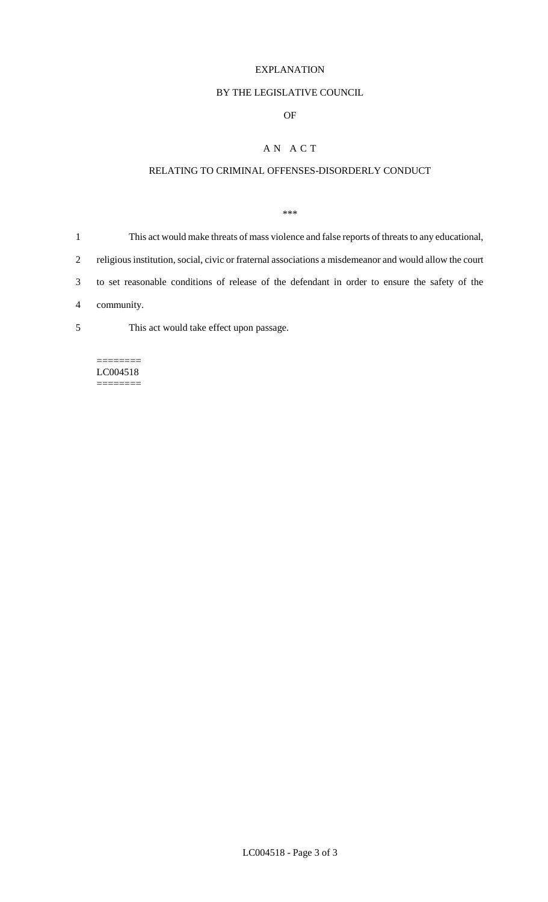EXPLANATION

BY THE LEGISLATIVE COUNCIL

OF

A N A C T

RELATING TO CRIMINAL OFFENSES-DISORDERLY CONDUCT

\*\*\*

This act would make threats of mass violence and false reports of threats to any educational, religious institution, social, civic or fraternal associations a misdemeanor and would allow the court to set reasonable conditions of release of the defendant in order to ensure the safety of the community.

This act would take effect upon passage.

========
LC004518
========